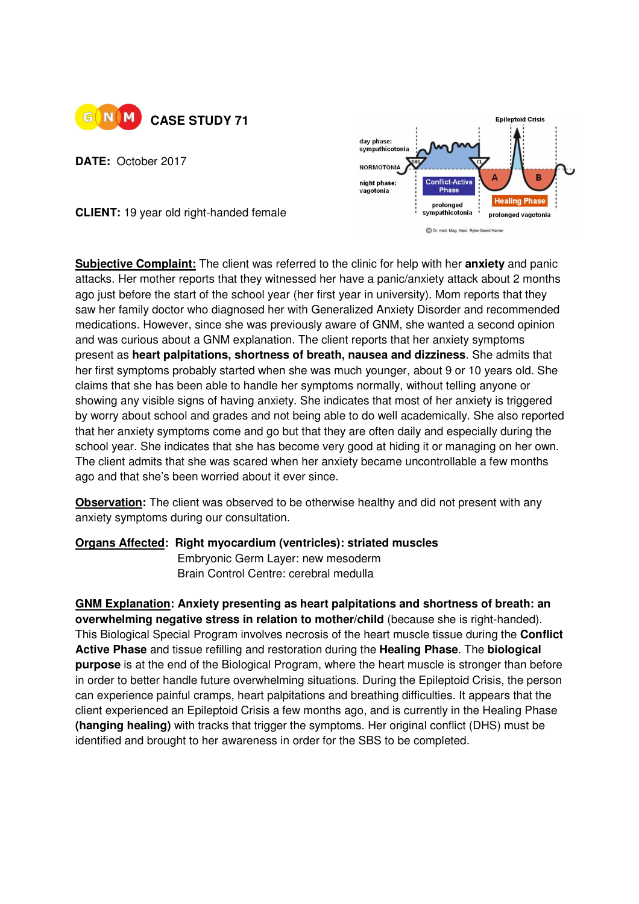**GNM** **CASE STUDY 71**

**DATE:** October 2017

**CLIENT:** 19 year old right-handed female

**Subjective Complaint:** The client was referred to the clinic for help with her **anxiety** and panic attacks. Her mother reports that they witnessed her have a panic/anxiety attack about 2 months ago just before the start of the school year (her first year in university). Mom reports that they saw her family doctor who diagnosed her with Generalized Anxiety Disorder and recommended medications. However, since she was previously aware of GNM, she wanted a second opinion and was curious about a GNM explanation. The client reports that her anxiety symptoms present as **heart palpitations, shortness of breath, nausea and dizziness**. She admits that her first symptoms probably started when she was much younger, about 9 or 10 years old. She claims that she has been able to handle her symptoms normally, without telling anyone or showing any visible signs of having anxiety. She indicates that most of her anxiety is triggered by worry about school and grades and not being able to do well academically. She also reported that her anxiety symptoms come and go but that they are often daily and especially during the school year. She indicates that she has become very good at hiding it or managing on her own. The client admits that she was scared when her anxiety became uncontrollable a few months ago and that she's been worried about it ever since.

**Observation:** The client was observed to be otherwise healthy and did not present with any anxiety symptoms during our consultation.

**Organs Affected:** **Right myocardium (ventricles): striated muscles**
Embryonic Germ Layer: new mesoderm
Brain Control Centre: cerebral medulla

**GNM Explanation: Anxiety presenting as heart palpitations and shortness of breath: an overwhelming negative stress in relation to mother/child** (because she is right-handed). This Biological Special Program involves necrosis of the heart muscle tissue during the **Conflict Active Phase** and tissue refilling and restoration during the **Healing Phase**. The **biological purpose** is at the end of the Biological Program, where the heart muscle is stronger than before in order to better handle future overwhelming situations. During the Epileptoid Crisis, the person can experience painful cramps, heart palpitations and breathing difficulties. It appears that the client experienced an Epileptoid Crisis a few months ago, and is currently in the Healing Phase **(hanging healing)** with tracks that trigger the symptoms. Her original conflict (DHS) must be identified and brought to her awareness in order for the SBS to be completed.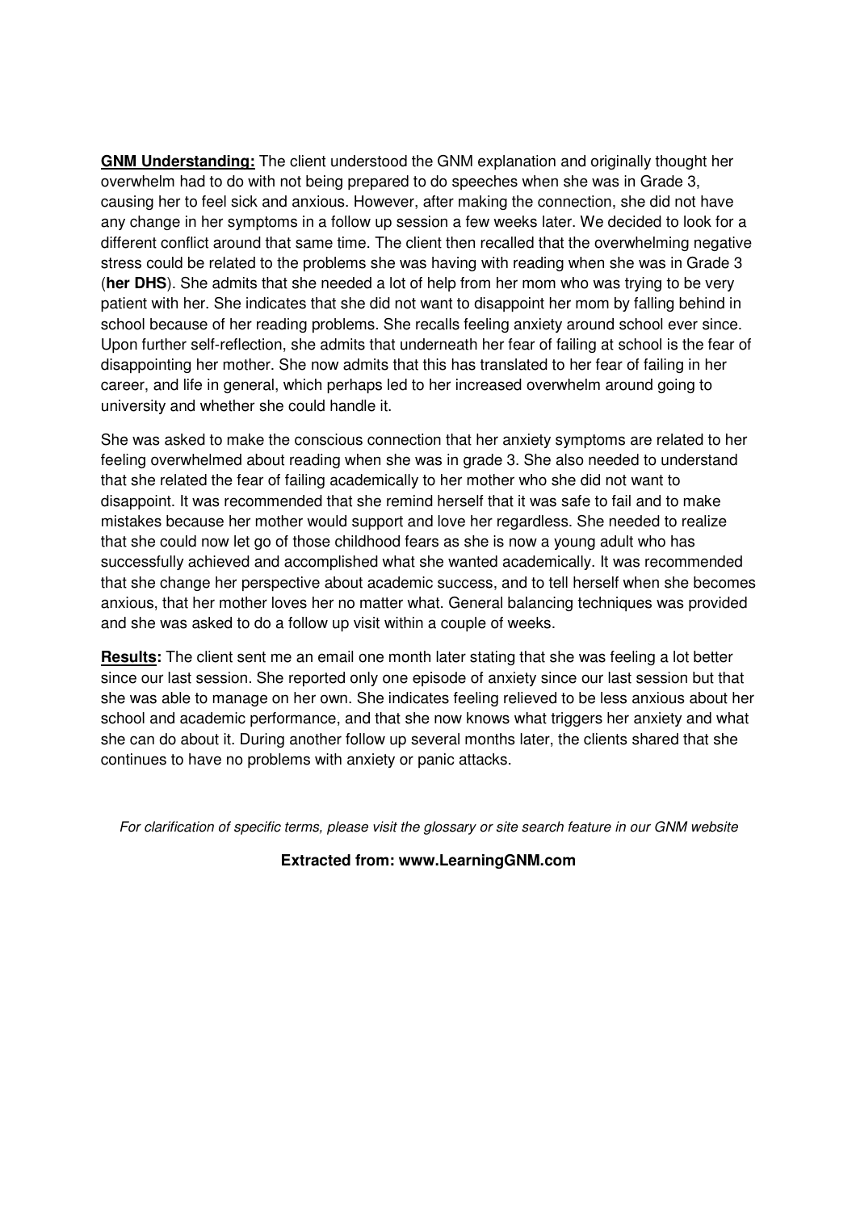**GNM Understanding:** The client understood the GNM explanation and originally thought her overwhelm had to do with not being prepared to do speeches when she was in Grade 3, causing her to feel sick and anxious. However, after making the connection, she did not have any change in her symptoms in a follow up session a few weeks later. We decided to look for a different conflict around that same time. The client then recalled that the overwhelming negative stress could be related to the problems she was having with reading when she was in Grade 3 (**her DHS**). She admits that she needed a lot of help from her mom who was trying to be very patient with her. She indicates that she did not want to disappoint her mom by falling behind in school because of her reading problems. She recalls feeling anxiety around school ever since. Upon further self-reflection, she admits that underneath her fear of failing at school is the fear of disappointing her mother. She now admits that this has translated to her fear of failing in her career, and life in general, which perhaps led to her increased overwhelm around going to university and whether she could handle it.

She was asked to make the conscious connection that her anxiety symptoms are related to her feeling overwhelmed about reading when she was in grade 3. She also needed to understand that she related the fear of failing academically to her mother who she did not want to disappoint. It was recommended that she remind herself that it was safe to fail and to make mistakes because her mother would support and love her regardless. She needed to realize that she could now let go of those childhood fears as she is now a young adult who has successfully achieved and accomplished what she wanted academically. It was recommended that she change her perspective about academic success, and to tell herself when she becomes anxious, that her mother loves her no matter what. General balancing techniques was provided and she was asked to do a follow up visit within a couple of weeks.

**Results:** The client sent me an email one month later stating that she was feeling a lot better since our last session. She reported only one episode of anxiety since our last session but that she was able to manage on her own. She indicates feeling relieved to be less anxious about her school and academic performance, and that she now knows what triggers her anxiety and what she can do about it. During another follow up several months later, the clients shared that she continues to have no problems with anxiety or panic attacks.

*For clarification of specific terms, please visit the glossary or site search feature in our GNM website*

**Extracted from: www.LearningGNM.com**